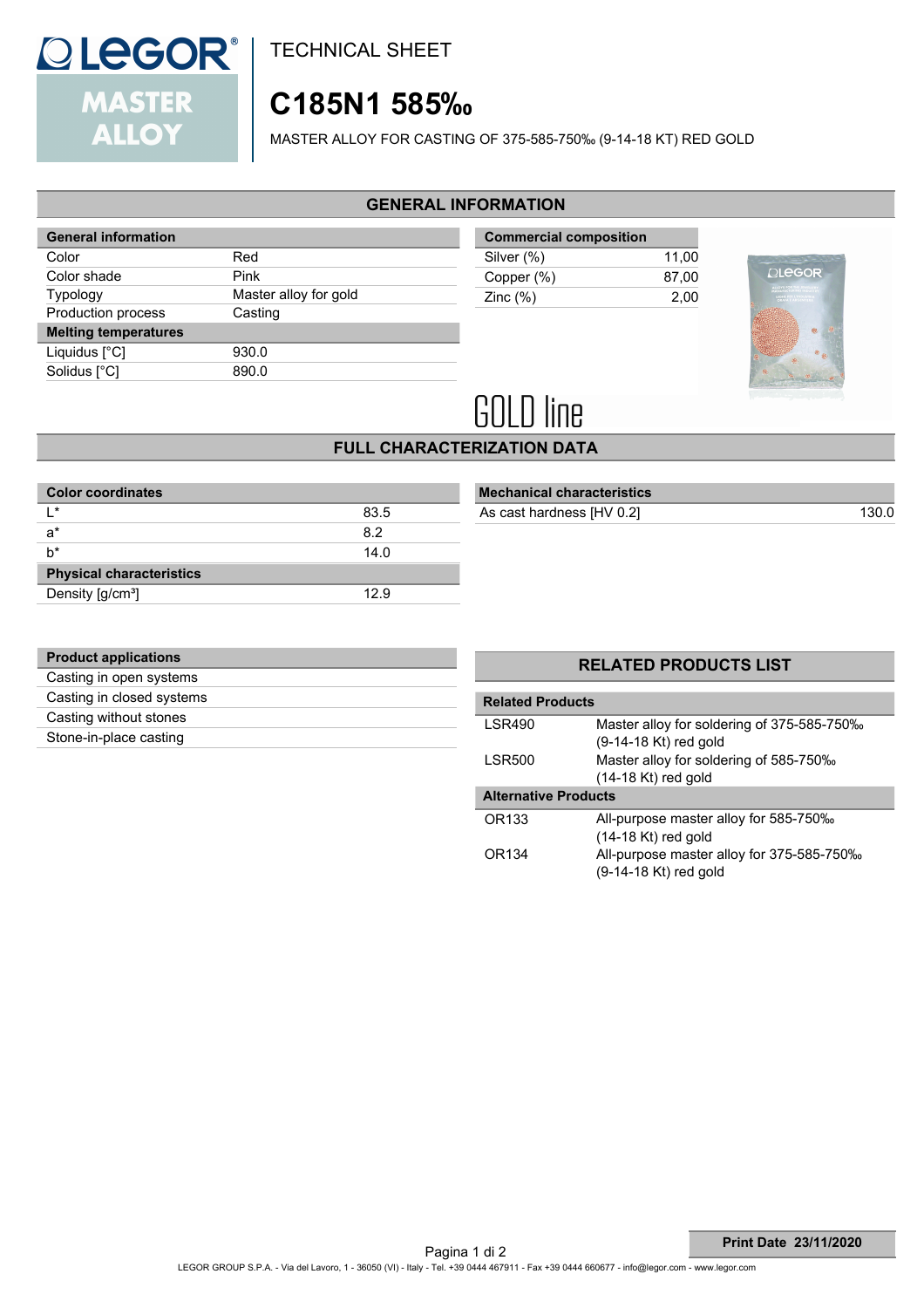TECHNICAL SHEET

# C185N1 585‰

MASTER ALLOY FOR CASTING OF 375-585-750‰ (9-14-18 KT) RED GOLD

## GENERAL INFORMATION

| General information | |
|---|---|
| Color | Red |
| Color shade | Pink |
| Typology | Master alloy for gold |
| Production process | Casting |
| **Melting temperatures** | |
| Liquidus [°C] | 930.0 |
| Solidus [°C] | 890.0 |

| Commercial composition | |
|---|---|
| Silver (%) | 11,00 |
| Copper (%) | 87,00 |
| Zinc (%) | 2,00 |

GOLD line

## FULL CHARACTERIZATION DATA

| Color coordinates | |
|---|---|
| L* | 83.5 |
| a* | 8.2 |
| b* | 14.0 |
| **Physical characteristics** | |
| Density [g/cm³] | 12.9 |

| Mechanical characteristics | |
|---|---|
| As cast hardness [HV 0.2] | 130.0 |

| Product applications |
|---|
| Casting in open systems |
| Casting in closed systems |
| Casting without stones |
| Stone-in-place casting |

## RELATED PRODUCTS LIST

| Related Products | |
|---|---|
| LSR490 | Master alloy for soldering of 375-585-750‰ (9-14-18 Kt) red gold |
| LSR500 | Master alloy for soldering of 585-750‰ (14-18 Kt) red gold |
| **Alternative Products** | |
| OR133 | All-purpose master alloy for 585-750‰ (14-18 Kt) red gold |
| OR134 | All-purpose master alloy for 375-585-750‰ (9-14-18 Kt) red gold |

Print Date 23/11/2020

LEGOR GROUP S.P.A. - Via del Lavoro, 1 - 36050 (VI) - Italy - Tel. +39 0444 467911 - Fax +39 0444 660677 - info@legor.com - www.legor.com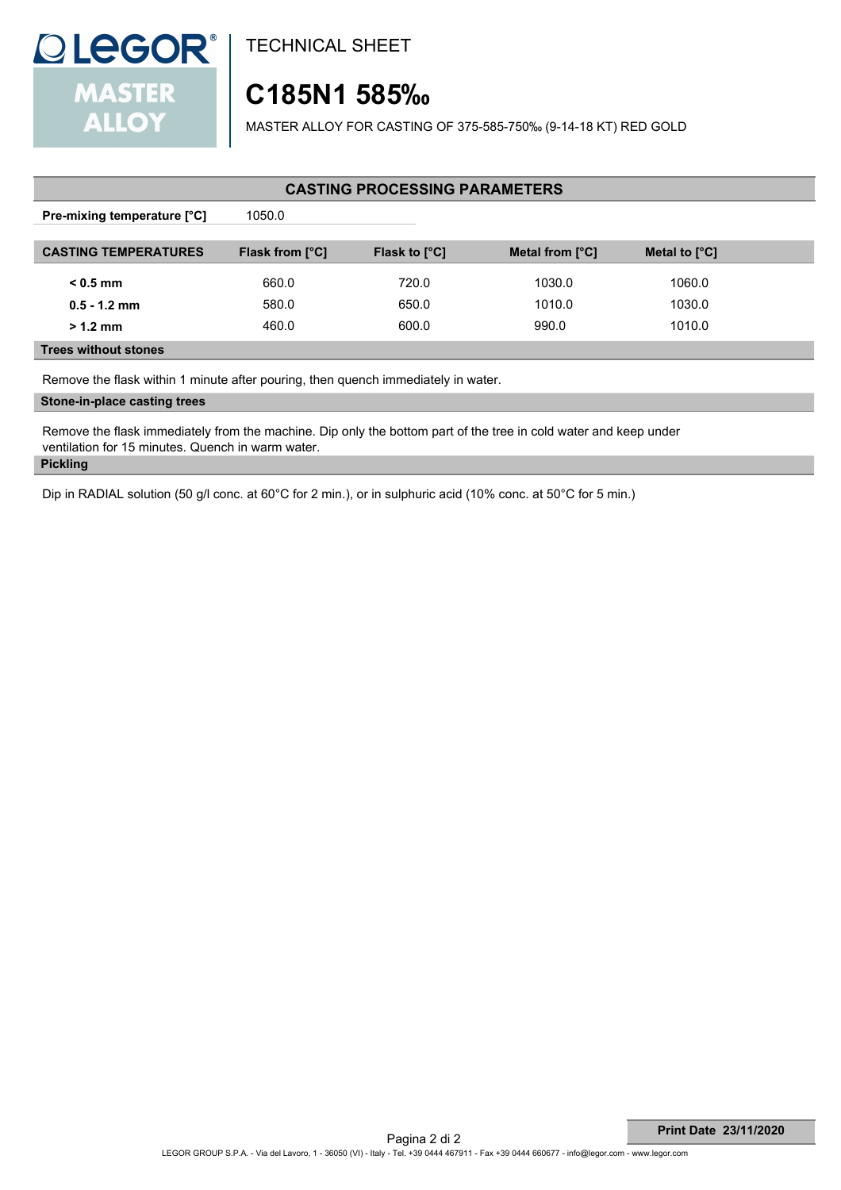TECHNICAL SHEET

# C185N1 585‰

MASTER ALLOY FOR CASTING OF 375-585-750‰ (9-14-18 KT) RED GOLD

## CASTING PROCESSING PARAMETERS

**Pre-mixing temperature [°C]** 1050.0

| CASTING TEMPERATURES | Flask from [°C] | Flask to [°C] | Metal from [°C] | Metal to [°C] |
|---|---|---|---|---|
| **< 0.5 mm** | 660.0 | 720.0 | 1030.0 | 1060.0 |
| **0.5 - 1.2 mm** | 580.0 | 650.0 | 1010.0 | 1030.0 |
| **> 1.2 mm** | 460.0 | 600.0 | 990.0 | 1010.0 |

### Trees without stones

Remove the flask within 1 minute after pouring, then quench immediately in water.

### Stone-in-place casting trees

Remove the flask immediately from the machine. Dip only the bottom part of the tree in cold water and keep under ventilation for 15 minutes. Quench in warm water.

### Pickling

Dip in RADIAL solution (50 g/l conc. at 60°C for 2 min.), or in sulphuric acid (10% conc. at 50°C for 5 min.)

**Print Date 23/11/2020**

LEGOR GROUP S.P.A. - Via del Lavoro, 1 - 36050 (VI) - Italy - Tel. +39 0444 467911 - Fax +39 0444 660677 - info@legor.com - www.legor.com